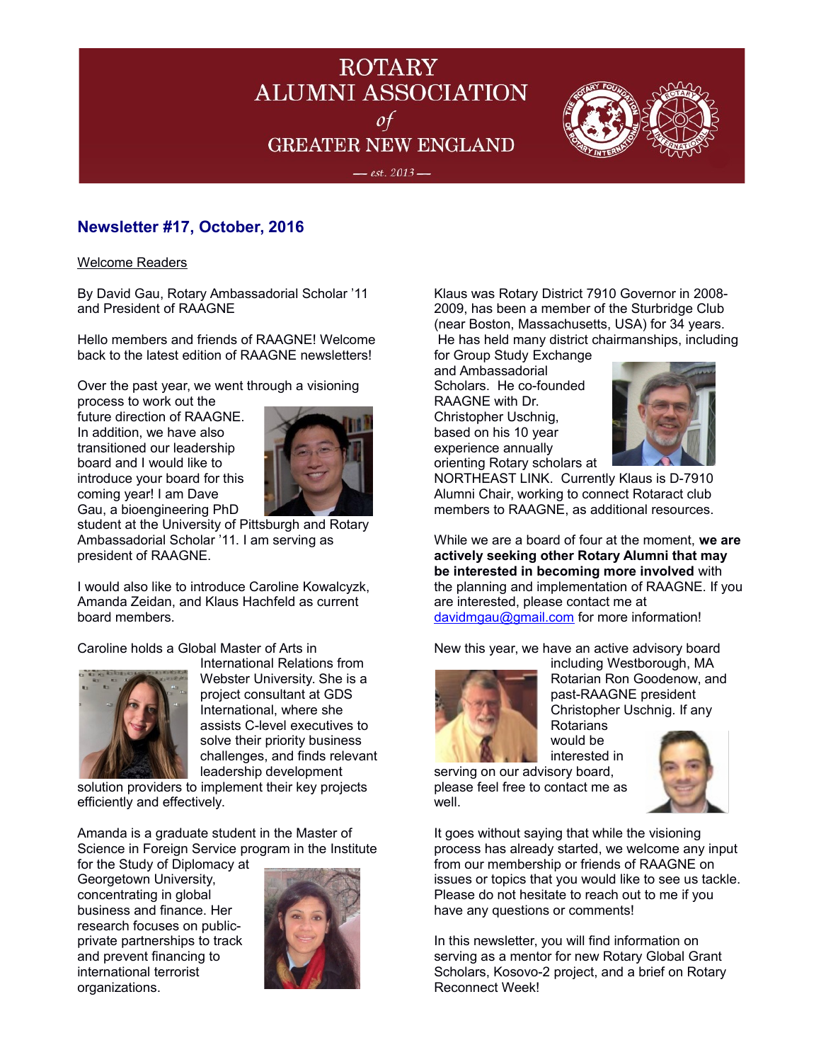# ROTARY ALUMNI ASSOCIATION *of* GREATER NEW ENGLAND

*— est. 2013 —*

## Newsletter #17, October, 2016

Welcome Readers

By David Gau, Rotary Ambassadorial Scholar '11 and President of RAAGNE

Hello members and friends of RAAGNE! Welcome back to the latest edition of RAAGNE newsletters!

Over the past year, we went through a visioning process to work out the future direction of RAAGNE. In addition, we have also transitioned our leadership board and I would like to introduce your board for this coming year! I am Dave Gau, a bioengineering PhD student at the University of Pittsburgh and Rotary Ambassadorial Scholar '11. I am serving as president of RAAGNE.

I would also like to introduce Caroline Kowalcyzk, Amanda Zeidan, and Klaus Hachfeld as current board members.

Caroline holds a Global Master of Arts in International Relations from Webster University. She is a project consultant at GDS International, where she assists C-level executives to solve their priority business challenges, and finds relevant leadership development solution providers to implement their key projects efficiently and effectively.

Amanda is a graduate student in the Master of Science in Foreign Service program in the Institute for the Study of Diplomacy at Georgetown University, concentrating in global business and finance. Her research focuses on public-private partnerships to track and prevent financing to international terrorist organizations.

Klaus was Rotary District 7910 Governor in 2008-2009, has been a member of the Sturbridge Club (near Boston, Massachusetts, USA) for 34 years. He has held many district chairmanships, including for Group Study Exchange and Ambassadorial Scholars. He co-founded RAAGNE with Dr. Christopher Uschnig, based on his 10 year experience annually orienting Rotary scholars at NORTHEAST LINK. Currently Klaus is D-7910 Alumni Chair, working to connect Rotaract club members to RAAGNE, as additional resources.

While we are a board of four at the moment, **we are actively seeking other Rotary Alumni that may be interested in becoming more involved** with the planning and implementation of RAAGNE. If you are interested, please contact me at davidmgau@gmail.com for more information!

New this year, we have an active advisory board including Westborough, MA Rotarian Ron Goodenow, and past-RAAGNE president Christopher Uschnig. If any Rotarians would be interested in serving on our advisory board, please feel free to contact me as well.

It goes without saying that while the visioning process has already started, we welcome any input from our membership or friends of RAAGNE on issues or topics that you would like to see us tackle. Please do not hesitate to reach out to me if you have any questions or comments!

In this newsletter, you will find information on serving as a mentor for new Rotary Global Grant Scholars, Kosovo-2 project, and a brief on Rotary Reconnect Week!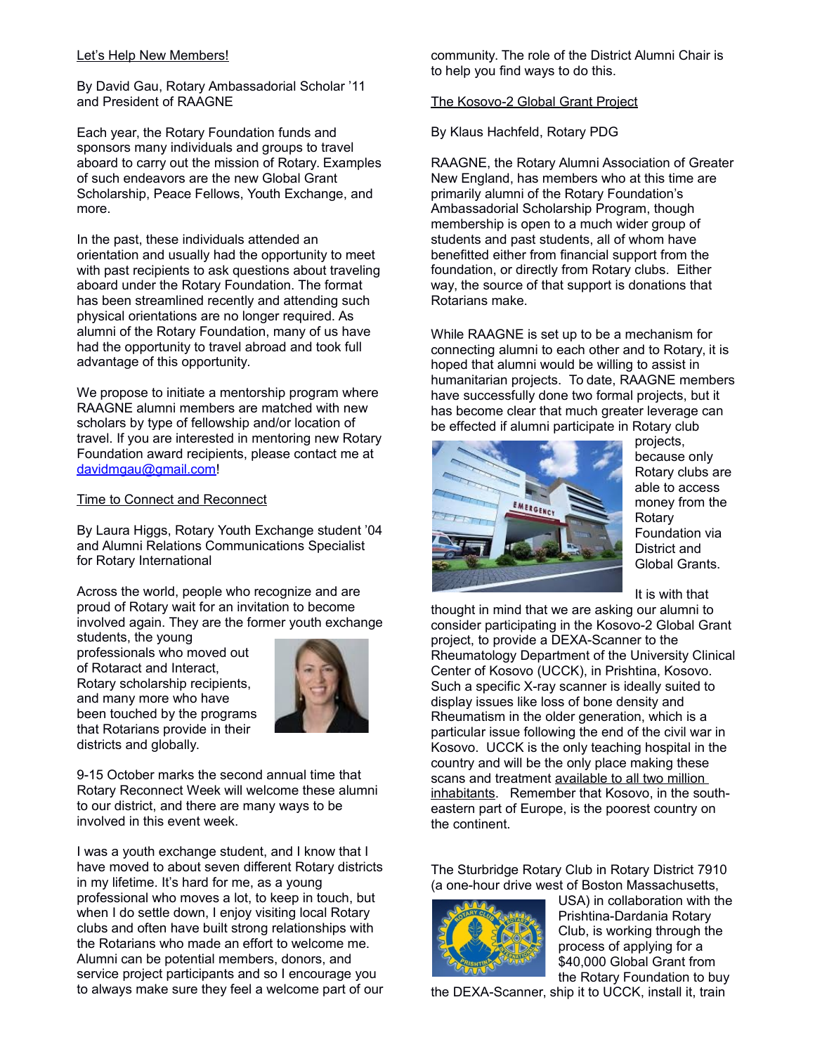## Let's Help New Members!

By David Gau, Rotary Ambassadorial Scholar '11 and President of RAAGNE

Each year, the Rotary Foundation funds and sponsors many individuals and groups to travel aboard to carry out the mission of Rotary. Examples of such endeavors are the new Global Grant Scholarship, Peace Fellows, Youth Exchange, and more.

In the past, these individuals attended an orientation and usually had the opportunity to meet with past recipients to ask questions about traveling aboard under the Rotary Foundation. The format has been streamlined recently and attending such physical orientations are no longer required. As alumni of the Rotary Foundation, many of us have had the opportunity to travel abroad and took full advantage of this opportunity.

We propose to initiate a mentorship program where RAAGNE alumni members are matched with new scholars by type of fellowship and/or location of travel. If you are interested in mentoring new Rotary Foundation award recipients, please contact me at davidmgau@gmail.com!

## Time to Connect and Reconnect

By Laura Higgs, Rotary Youth Exchange student '04 and Alumni Relations Communications Specialist for Rotary International

Across the world, people who recognize and are proud of Rotary wait for an invitation to become involved again. They are the former youth exchange students, the young professionals who moved out of Rotaract and Interact, Rotary scholarship recipients, and many more who have been touched by the programs that Rotarians provide in their districts and globally.

9-15 October marks the second annual time that Rotary Reconnect Week will welcome these alumni to our district, and there are many ways to be involved in this event week.

I was a youth exchange student, and I know that I have moved to about seven different Rotary districts in my lifetime. It's hard for me, as a young professional who moves a lot, to keep in touch, but when I do settle down, I enjoy visiting local Rotary clubs and often have built strong relationships with the Rotarians who made an effort to welcome me. Alumni can be potential members, donors, and service project participants and so I encourage you to always make sure they feel a welcome part of our community. The role of the District Alumni Chair is to help you find ways to do this.

## The Kosovo-2 Global Grant Project

By Klaus Hachfeld, Rotary PDG

RAAGNE, the Rotary Alumni Association of Greater New England, has members who at this time are primarily alumni of the Rotary Foundation's Ambassadorial Scholarship Program, though membership is open to a much wider group of students and past students, all of whom have benefitted either from financial support from the foundation, or directly from Rotary clubs. Either way, the source of that support is donations that Rotarians make.

While RAAGNE is set up to be a mechanism for connecting alumni to each other and to Rotary, it is hoped that alumni would be willing to assist in humanitarian projects. To date, RAAGNE members have successfully done two formal projects, but it has become clear that much greater leverage can be effected if alumni participate in Rotary club projects, because only Rotary clubs are able to access money from the Rotary Foundation via District and Global Grants.

It is with that thought in mind that we are asking our alumni to consider participating in the Kosovo-2 Global Grant project, to provide a DEXA-Scanner to the Rheumatology Department of the University Clinical Center of Kosovo (UCCK), in Prishtina, Kosovo. Such a specific X-ray scanner is ideally suited to display issues like loss of bone density and Rheumatism in the older generation, which is a particular issue following the end of the civil war in Kosovo. UCCK is the only teaching hospital in the country and will be the only place making these scans and treatment available to all two million inhabitants. Remember that Kosovo, in the south-eastern part of Europe, is the poorest country on the continent.

The Sturbridge Rotary Club in Rotary District 7910 (a one-hour drive west of Boston Massachusetts, USA) in collaboration with the Prishtina-Dardania Rotary Club, is working through the process of applying for a $40,000 Global Grant from the Rotary Foundation to buy the DEXA-Scanner, ship it to UCCK, install it, train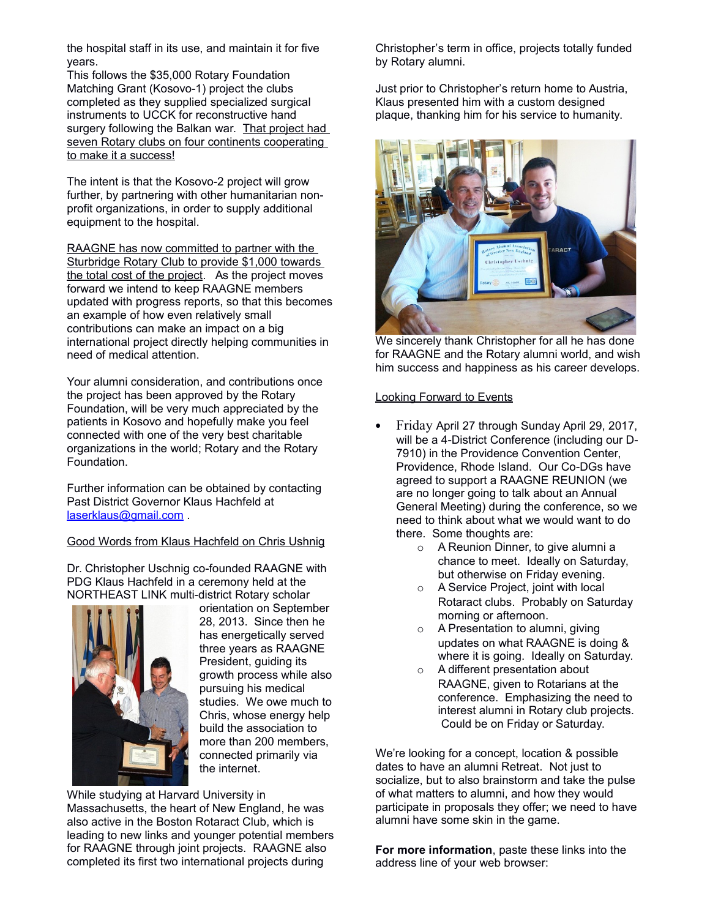the hospital staff in its use, and maintain it for five years.
This follows the $35,000 Rotary Foundation Matching Grant (Kosovo-1) project the clubs completed as they supplied specialized surgical instruments to UCCK for reconstructive hand surgery following the Balkan war. <u>That project had seven Rotary clubs on four continents cooperating to make it a success!</u>

The intent is that the Kosovo-2 project will grow further, by partnering with other humanitarian non-profit organizations, in order to supply additional equipment to the hospital.

<u>RAAGNE has now committed to partner with the Sturbridge Rotary Club to provide $1,000 towards the total cost of the project</u>. As the project moves forward we intend to keep RAAGNE members updated with progress reports, so that this becomes an example of how even relatively small contributions can make an impact on a big international project directly helping communities in need of medical attention.

Your alumni consideration, and contributions once the project has been approved by the Rotary Foundation, will be very much appreciated by the patients in Kosovo and hopefully make you feel connected with one of the very best charitable organizations in the world; Rotary and the Rotary Foundation.

Further information can be obtained by contacting Past District Governor Klaus Hachfeld at laserklaus@gmail.com .

<u>Good Words from Klaus Hachfeld on Chris Ushnig</u>

Dr. Christopher Uschnig co-founded RAAGNE with PDG Klaus Hachfeld in a ceremony held at the NORTHEAST LINK multi-district Rotary scholar orientation on September 28, 2013. Since then he has energetically served three years as RAAGNE President, guiding its growth process while also pursuing his medical studies. We owe much to Chris, whose energy help build the association to more than 200 members, connected primarily via the internet.

While studying at Harvard University in Massachusetts, the heart of New England, he was also active in the Boston Rotaract Club, which is leading to new links and younger potential members for RAAGNE through joint projects. RAAGNE also completed its first two international projects during Christopher's term in office, projects totally funded by Rotary alumni.

Just prior to Christopher's return home to Austria, Klaus presented him with a custom designed plaque, thanking him for his service to humanity.

We sincerely thank Christopher for all he has done for RAAGNE and the Rotary alumni world, and wish him success and happiness as his career develops.

<u>Looking Forward to Events</u>

- Friday April 27 through Sunday April 29, 2017, will be a 4-District Conference (including our D-7910) in the Providence Convention Center, Providence, Rhode Island. Our Co-DGs have agreed to support a RAAGNE REUNION (we are no longer going to talk about an Annual General Meeting) during the conference, so we need to think about what we would want to do there. Some thoughts are:
  - A Reunion Dinner, to give alumni a chance to meet. Ideally on Saturday, but otherwise on Friday evening.
  - A Service Project, joint with local Rotaract clubs. Probably on Saturday morning or afternoon.
  - A Presentation to alumni, giving updates on what RAAGNE is doing & where it is going. Ideally on Saturday.
  - A different presentation about RAAGNE, given to Rotarians at the conference. Emphasizing the need to interest alumni in Rotary club projects. Could be on Friday or Saturday.

We're looking for a concept, location & possible dates to have an alumni Retreat. Not just to socialize, but to also brainstorm and take the pulse of what matters to alumni, and how they would participate in proposals they offer; we need to have alumni have some skin in the game.

**For more information**, paste these links into the address line of your web browser: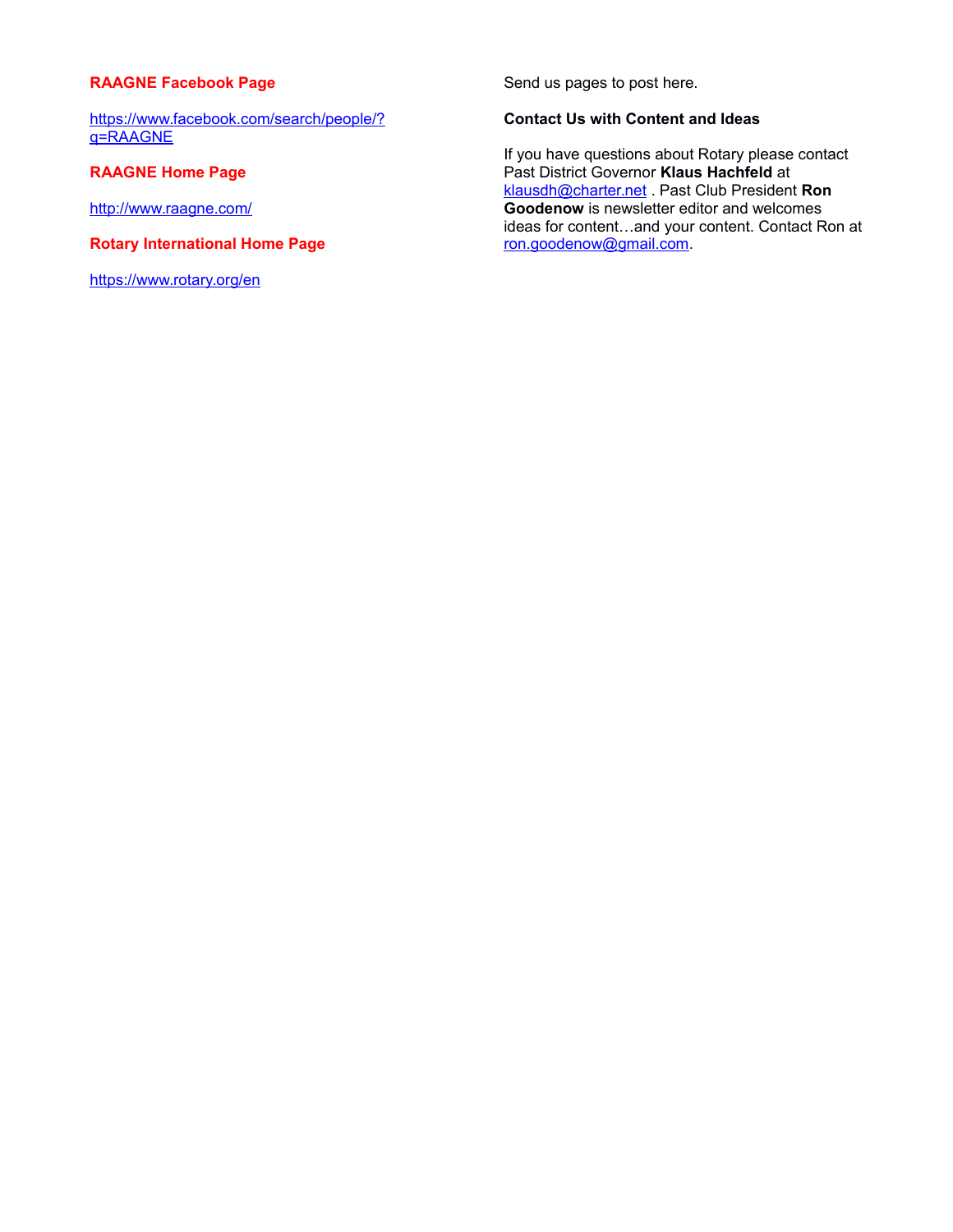**RAAGNE Facebook Page**

https://www.facebook.com/search/people/?q=RAAGNE

**RAAGNE Home Page**

http://www.raagne.com/

**Rotary International Home Page**

https://www.rotary.org/en

Send us pages to post here.

**Contact Us with Content and Ideas**

If you have questions about Rotary please contact Past District Governor **Klaus Hachfeld** at klausdh@charter.net . Past Club President **Ron Goodenow** is newsletter editor and welcomes ideas for content…and your content. Contact Ron at ron.goodenow@gmail.com.